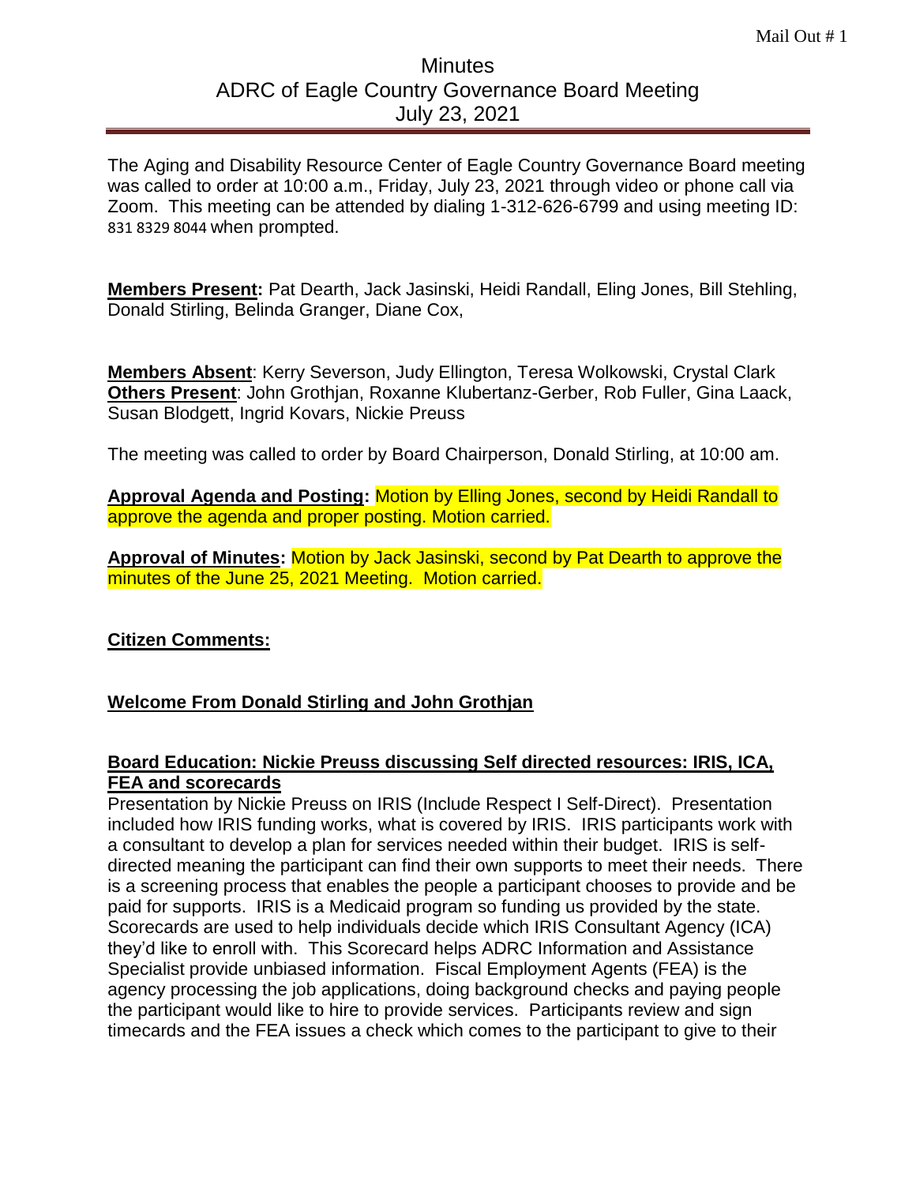# Minutes
## ADRC of Eagle Country Governance Board Meeting
### July 23, 2021

The Aging and Disability Resource Center of Eagle Country Governance Board meeting was called to order at 10:00 a.m., Friday, July 23, 2021 through video or phone call via Zoom. This meeting can be attended by dialing 1-312-626-6799 and using meeting ID: 831 8329 8044 when prompted.

**Members Present:** Pat Dearth, Jack Jasinski, Heidi Randall, Eling Jones, Bill Stehling, Donald Stirling, Belinda Granger, Diane Cox,

**Members Absent**: Kerry Severson, Judy Ellington, Teresa Wolkowski, Crystal Clark
**Others Present**: John Grothjan, Roxanne Klubertanz-Gerber, Rob Fuller, Gina Laack, Susan Blodgett, Ingrid Kovars, Nickie Preuss

The meeting was called to order by Board Chairperson, Donald Stirling, at 10:00 am.

**Approval Agenda and Posting:** Motion by Elling Jones, second by Heidi Randall to approve the agenda and proper posting. Motion carried.

**Approval of Minutes:** Motion by Jack Jasinski, second by Pat Dearth to approve the minutes of the June 25, 2021 Meeting. Motion carried.

**Citizen Comments:**

**Welcome From Donald Stirling and John Grothjan**

**Board Education: Nickie Preuss discussing Self directed resources: IRIS, ICA, FEA and scorecards**

Presentation by Nickie Preuss on IRIS (Include Respect I Self-Direct). Presentation included how IRIS funding works, what is covered by IRIS. IRIS participants work with a consultant to develop a plan for services needed within their budget. IRIS is self-directed meaning the participant can find their own supports to meet their needs. There is a screening process that enables the people a participant chooses to provide and be paid for supports. IRIS is a Medicaid program so funding us provided by the state. Scorecards are used to help individuals decide which IRIS Consultant Agency (ICA) they'd like to enroll with. This Scorecard helps ADRC Information and Assistance Specialist provide unbiased information. Fiscal Employment Agents (FEA) is the agency processing the job applications, doing background checks and paying people the participant would like to hire to provide services. Participants review and sign timecards and the FEA issues a check which comes to the participant to give to their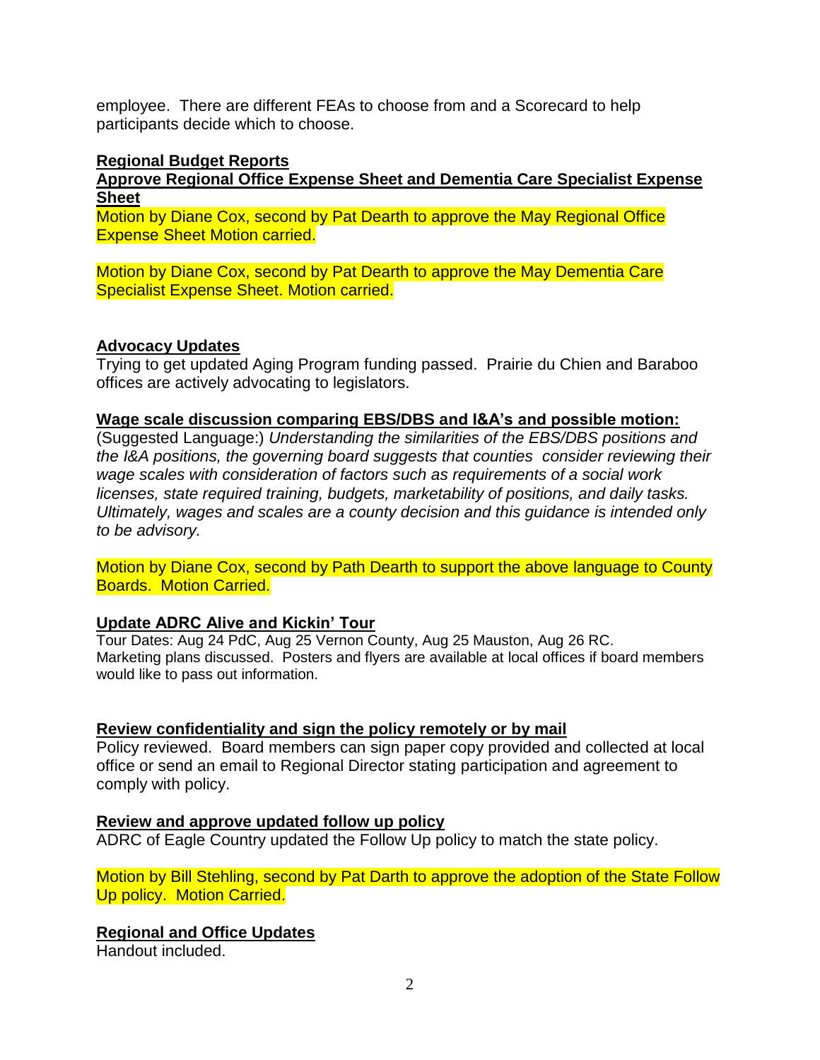employee. There are different FEAs to choose from and a Scorecard to help participants decide which to choose.

**Regional Budget Reports**

**Approve Regional Office Expense Sheet and Dementia Care Specialist Expense Sheet**

Motion by Diane Cox, second by Pat Dearth to approve the May Regional Office Expense Sheet Motion carried.

Motion by Diane Cox, second by Pat Dearth to approve the May Dementia Care Specialist Expense Sheet. Motion carried.

**Advocacy Updates**

Trying to get updated Aging Program funding passed. Prairie du Chien and Baraboo offices are actively advocating to legislators.

**Wage scale discussion comparing EBS/DBS and I&A's and possible motion:**

(Suggested Language:) *Understanding the similarities of the EBS/DBS positions and the I&A positions, the governing board suggests that counties consider reviewing their wage scales with consideration of factors such as requirements of a social work licenses, state required training, budgets, marketability of positions, and daily tasks. Ultimately, wages and scales are a county decision and this guidance is intended only to be advisory.*

Motion by Diane Cox, second by Path Dearth to support the above language to County Boards. Motion Carried.

**Update ADRC Alive and Kickin' Tour**

Tour Dates: Aug 24 PdC, Aug 25 Vernon County, Aug 25 Mauston, Aug 26 RC. Marketing plans discussed. Posters and flyers are available at local offices if board members would like to pass out information.

**Review confidentiality and sign the policy remotely or by mail**

Policy reviewed. Board members can sign paper copy provided and collected at local office or send an email to Regional Director stating participation and agreement to comply with policy.

**Review and approve updated follow up policy**

ADRC of Eagle Country updated the Follow Up policy to match the state policy.

Motion by Bill Stehling, second by Pat Darth to approve the adoption of the State Follow Up policy. Motion Carried.

**Regional and Office Updates**

Handout included.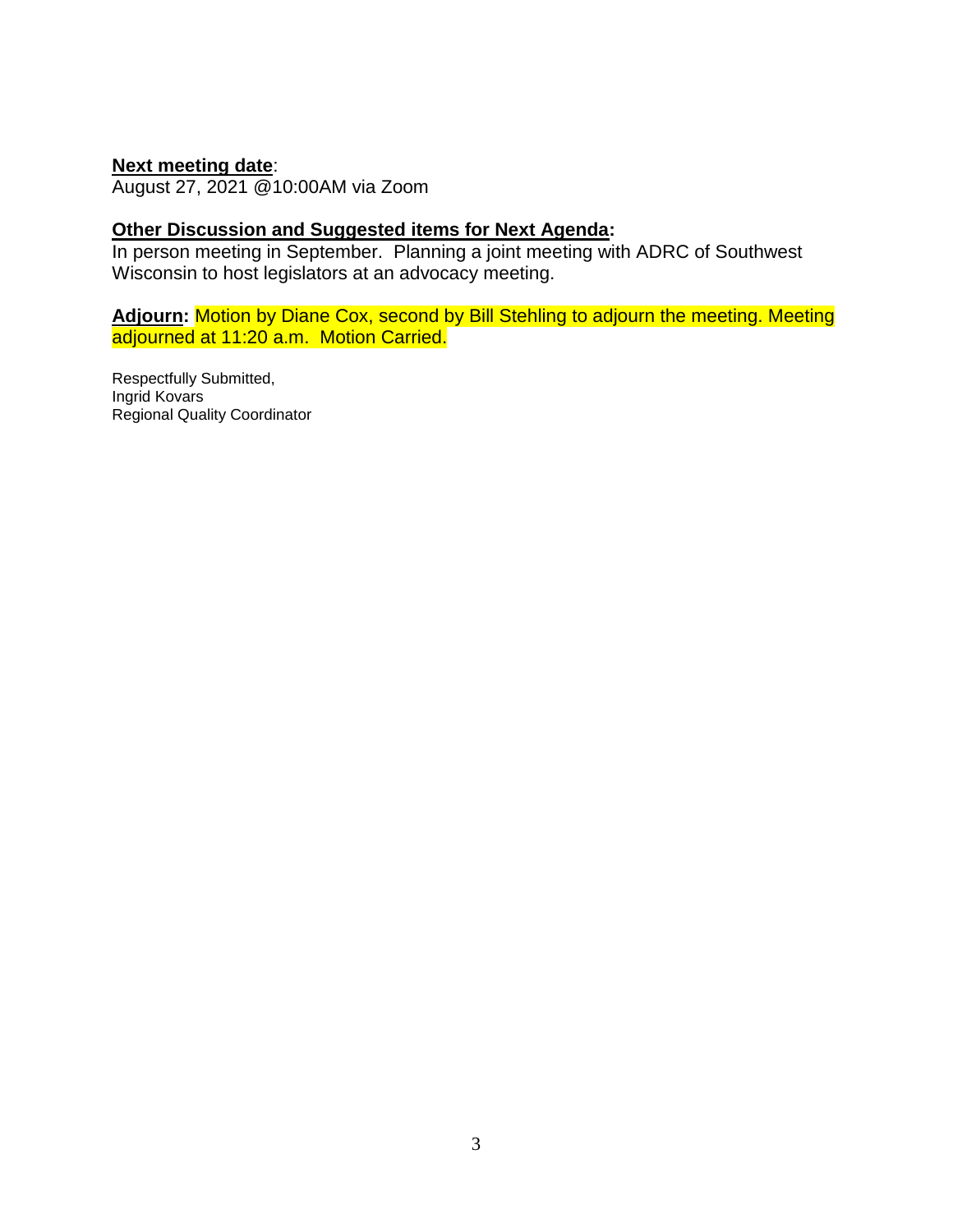**Next meeting date**:
August 27, 2021 @10:00AM via Zoom

**Other Discussion and Suggested items for Next Agenda:**
In person meeting in September. Planning a joint meeting with ADRC of Southwest Wisconsin to host legislators at an advocacy meeting.

**Adjourn:** Motion by Diane Cox, second by Bill Stehling to adjourn the meeting. Meeting adjourned at 11:20 a.m. Motion Carried.

Respectfully Submitted,
Ingrid Kovars
Regional Quality Coordinator